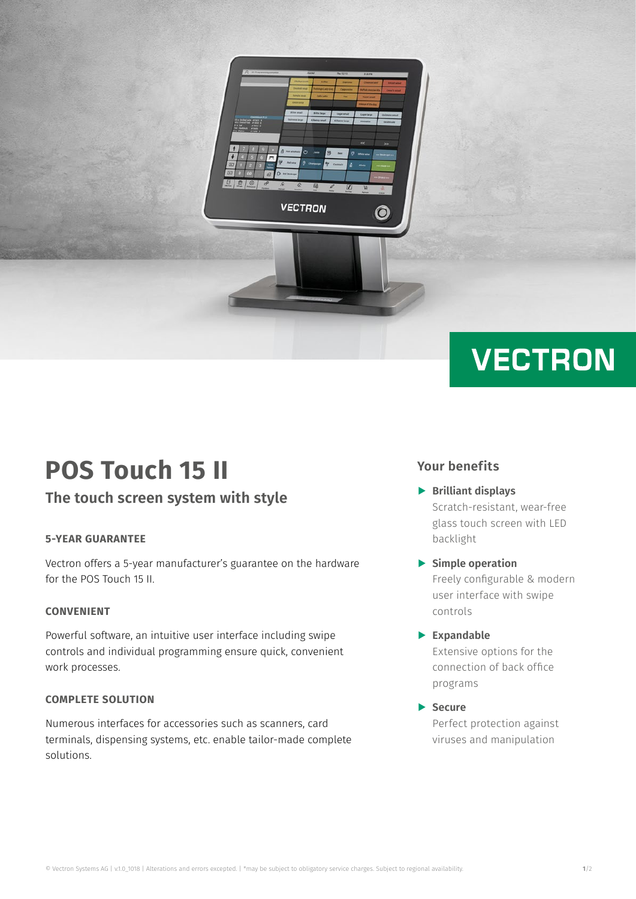VECTRON

# POS Touch 15 II

## The touch screen system with style

### 5-YEAR GUARANTEE

Vectron offers a 5-year manufacturer's guarantee on the hardware for the POS Touch 15 II.

### CONVENIENT

Powerful software, an intuitive user interface including swipe controls and individual programming ensure quick, convenient work processes.

### COMPLETE SOLUTION

Numerous interfaces for accessories such as scanners, card terminals, dispensing systems, etc. enable tailor-made complete solutions.

## Your benefits

- **Brilliant displays**
  Scratch-resistant, wear-free glass touch screen with LED backlight
- **Simple operation**
  Freely configurable & modern user interface with swipe controls
- **Expandable**
  Extensive options for the connection of back office programs
- **Secure**
  Perfect protection against viruses and manipulation

© Vectron Systems AG | v1.0_1018 | Alterations and errors excepted. | *may be subject to obligatory service charges. Subject to regional availability.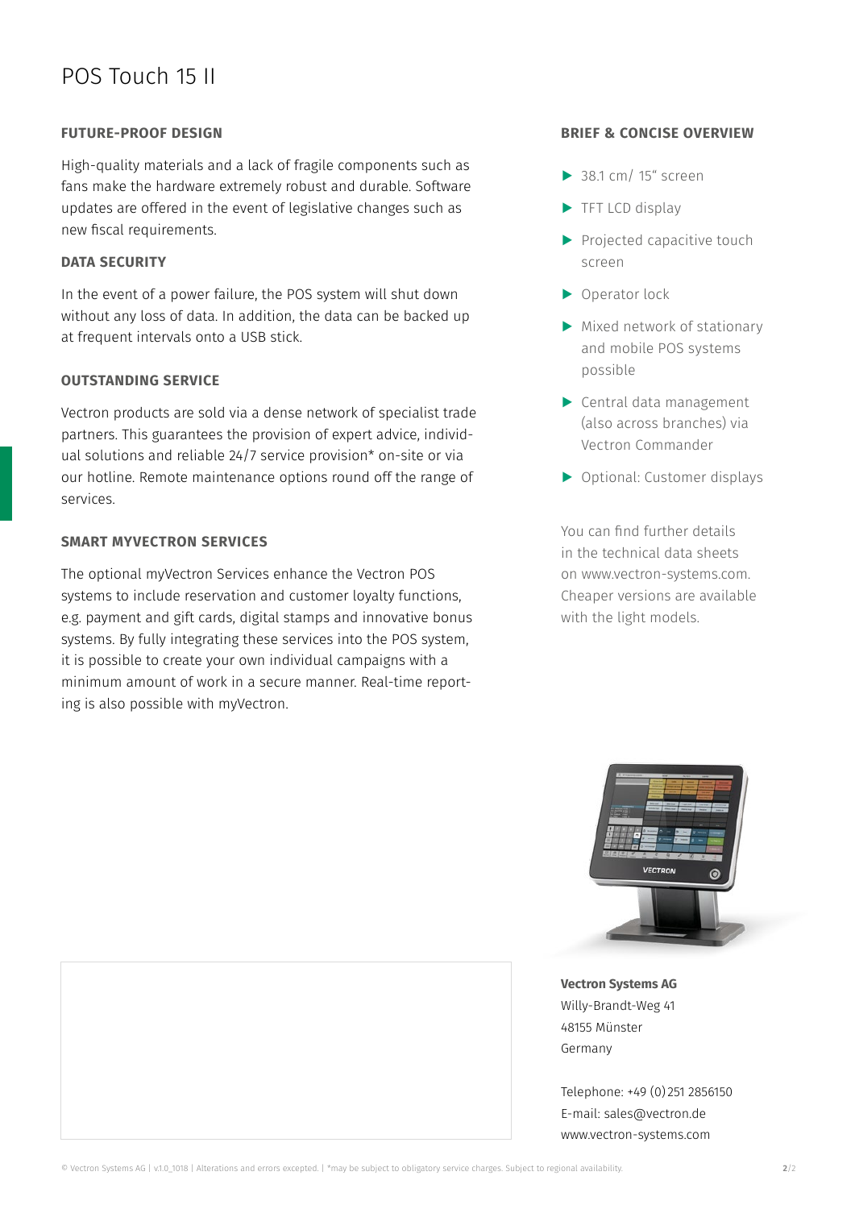# POS Touch 15 II

### FUTURE-PROOF DESIGN

High-quality materials and a lack of fragile components such as fans make the hardware extremely robust and durable. Software updates are offered in the event of legislative changes such as new fiscal requirements.

### DATA SECURITY

In the event of a power failure, the POS system will shut down without any loss of data. In addition, the data can be backed up at frequent intervals onto a USB stick.

### OUTSTANDING SERVICE

Vectron products are sold via a dense network of specialist trade partners. This guarantees the provision of expert advice, individual solutions and reliable 24/7 service provision* on-site or via our hotline. Remote maintenance options round off the range of services.

### SMART MYVECTRON SERVICES

The optional myVectron Services enhance the Vectron POS systems to include reservation and customer loyalty functions, e.g. payment and gift cards, digital stamps and innovative bonus systems. By fully integrating these services into the POS system, it is possible to create your own individual campaigns with a minimum amount of work in a secure manner. Real-time reporting is also possible with myVectron.

### BRIEF & CONCISE OVERVIEW

- 38.1 cm/ 15“ screen
- TFT LCD display
- Projected capacitive touch screen
- Operator lock
- Mixed network of stationary and mobile POS systems possible
- Central data management (also across branches) via Vectron Commander
- Optional: Customer displays

You can find further details in the technical data sheets on www.vectron-systems.com. Cheaper versions are available with the light models.

**Vectron Systems AG**
Willy-Brandt-Weg 41
48155 Münster
Germany

Telephone: +49 (0) 251 2856150
E-mail: sales@vectron.de
www.vectron-systems.com

© Vectron Systems AG | v1.0_1018 | Alterations and errors excepted. | *may be subject to obligatory service charges. Subject to regional availability.